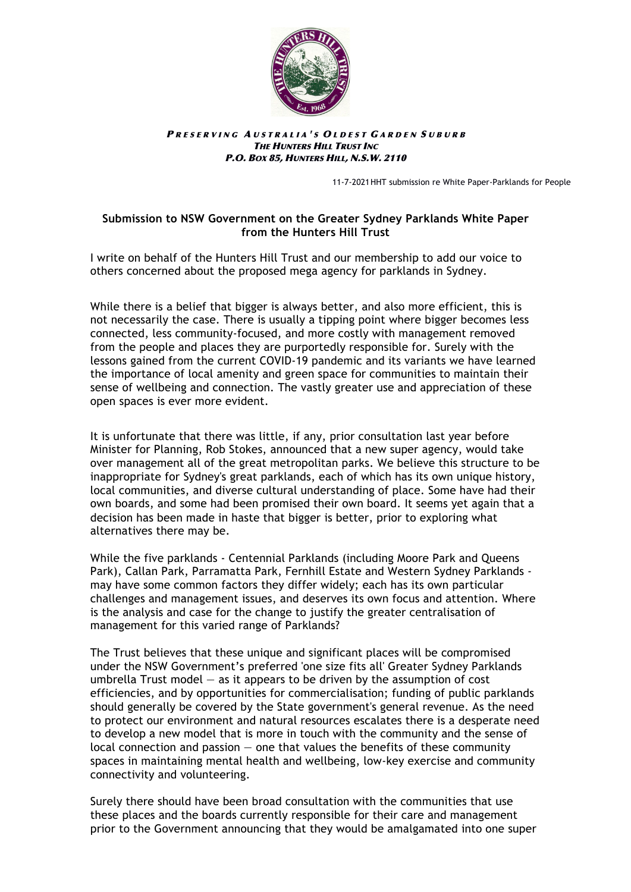***PRESERVING AUSTRALIA'S OLDEST GARDEN SUBURB***
***THE HUNTERS HILL TRUST INC***
***P.O. BOX 85, HUNTERS HILL, N.S.W. 2110***

11-7-2021 HHT submission re White Paper-Parklands for People

**Submission to NSW Government on the Greater Sydney Parklands White Paper from the Hunters Hill Trust**

I write on behalf of the Hunters Hill Trust and our membership to add our voice to others concerned about the proposed mega agency for parklands in Sydney.

While there is a belief that bigger is always better, and also more efficient, this is not necessarily the case. There is usually a tipping point where bigger becomes less connected, less community-focused, and more costly with management removed from the people and places they are purportedly responsible for. Surely with the lessons gained from the current COVID-19 pandemic and its variants we have learned the importance of local amenity and green space for communities to maintain their sense of wellbeing and connection. The vastly greater use and appreciation of these open spaces is ever more evident.

It is unfortunate that there was little, if any, prior consultation last year before Minister for Planning, Rob Stokes, announced that a new super agency, would take over management all of the great metropolitan parks. We believe this structure to be inappropriate for Sydney's great parklands, each of which has its own unique history, local communities, and diverse cultural understanding of place. Some have had their own boards, and some had been promised their own board. It seems yet again that a decision has been made in haste that bigger is better, prior to exploring what alternatives there may be.

While the five parklands - Centennial Parklands (including Moore Park and Queens Park), Callan Park, Parramatta Park, Fernhill Estate and Western Sydney Parklands - may have some common factors they differ widely; each has its own particular challenges and management issues, and deserves its own focus and attention. Where is the analysis and case for the change to justify the greater centralisation of management for this varied range of Parklands?

The Trust believes that these unique and significant places will be compromised under the NSW Government's preferred 'one size fits all' Greater Sydney Parklands umbrella Trust model — as it appears to be driven by the assumption of cost efficiencies, and by opportunities for commercialisation; funding of public parklands should generally be covered by the State government's general revenue. As the need to protect our environment and natural resources escalates there is a desperate need to develop a new model that is more in touch with the community and the sense of local connection and passion — one that values the benefits of these community spaces in maintaining mental health and wellbeing, low-key exercise and community connectivity and volunteering.

Surely there should have been broad consultation with the communities that use these places and the boards currently responsible for their care and management prior to the Government announcing that they would be amalgamated into one super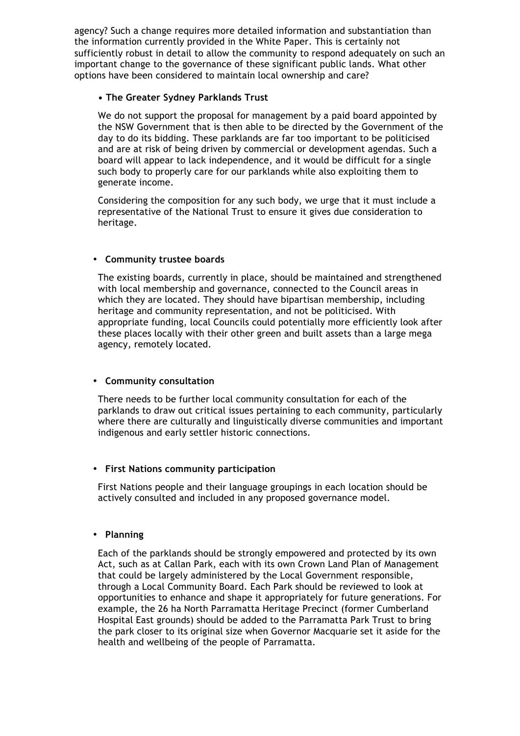agency? Such a change requires more detailed information and substantiation than the information currently provided in the White Paper. This is certainly not sufficiently robust in detail to allow the community to respond adequately on such an important change to the governance of these significant public lands. What other options have been considered to maintain local ownership and care?

- **The Greater Sydney Parklands Trust**

  We do not support the proposal for management by a paid board appointed by the NSW Government that is then able to be directed by the Government of the day to do its bidding. These parklands are far too important to be politicised and are at risk of being driven by commercial or development agendas. Such a board will appear to lack independence, and it would be difficult for a single such body to properly care for our parklands while also exploiting them to generate income.

  Considering the composition for any such body, we urge that it must include a representative of the National Trust to ensure it gives due consideration to heritage.

- **Community trustee boards**

  The existing boards, currently in place, should be maintained and strengthened with local membership and governance, connected to the Council areas in which they are located. They should have bipartisan membership, including heritage and community representation, and not be politicised. With appropriate funding, local Councils could potentially more efficiently look after these places locally with their other green and built assets than a large mega agency, remotely located.

- **Community consultation**

  There needs to be further local community consultation for each of the parklands to draw out critical issues pertaining to each community, particularly where there are culturally and linguistically diverse communities and important indigenous and early settler historic connections.

- **First Nations community participation**

  First Nations people and their language groupings in each location should be actively consulted and included in any proposed governance model.

- **Planning**

  Each of the parklands should be strongly empowered and protected by its own Act, such as at Callan Park, each with its own Crown Land Plan of Management that could be largely administered by the Local Government responsible, through a Local Community Board. Each Park should be reviewed to look at opportunities to enhance and shape it appropriately for future generations. For example, the 26 ha North Parramatta Heritage Precinct (former Cumberland Hospital East grounds) should be added to the Parramatta Park Trust to bring the park closer to its original size when Governor Macquarie set it aside for the health and wellbeing of the people of Parramatta.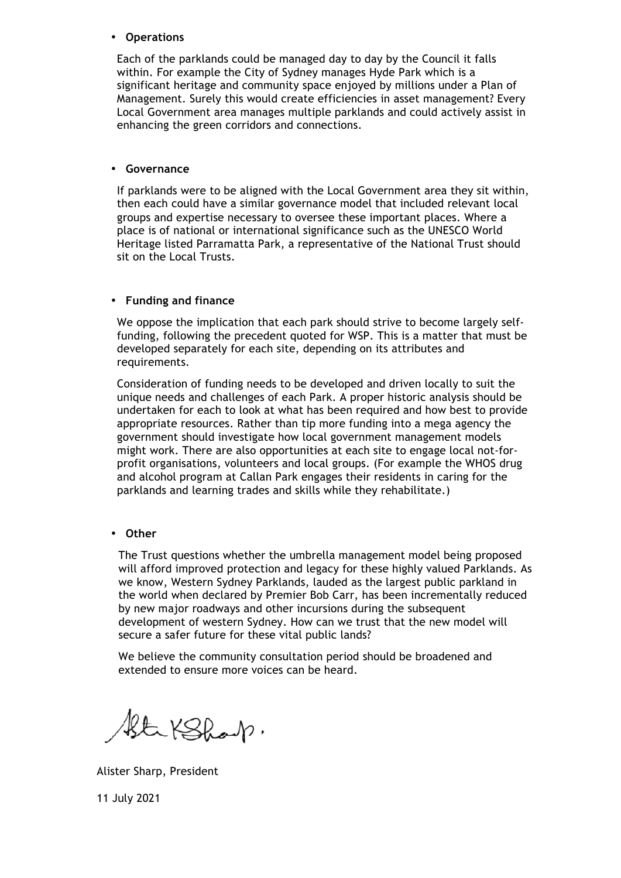- **Operations**

  Each of the parklands could be managed day to day by the Council it falls within. For example the City of Sydney manages Hyde Park which is a significant heritage and community space enjoyed by millions under a Plan of Management. Surely this would create efficiencies in asset management? Every Local Government area manages multiple parklands and could actively assist in enhancing the green corridors and connections.

- **Governance**

  If parklands were to be aligned with the Local Government area they sit within, then each could have a similar governance model that included relevant local groups and expertise necessary to oversee these important places. Where a place is of national or international significance such as the UNESCO World Heritage listed Parramatta Park, a representative of the National Trust should sit on the Local Trusts.

- **Funding and finance**

  We oppose the implication that each park should strive to become largely self-funding, following the precedent quoted for WSP. This is a matter that must be developed separately for each site, depending on its attributes and requirements.

  Consideration of funding needs to be developed and driven locally to suit the unique needs and challenges of each Park. A proper historic analysis should be undertaken for each to look at what has been required and how best to provide appropriate resources. Rather than tip more funding into a mega agency the government should investigate how local government management models might work. There are also opportunities at each site to engage local not-for-profit organisations, volunteers and local groups. (For example the WHOS drug and alcohol program at Callan Park engages their residents in caring for the parklands and learning trades and skills while they rehabilitate.)

- **Other**

  The Trust questions whether the umbrella management model being proposed will afford improved protection and legacy for these highly valued Parklands. As we know, Western Sydney Parklands, lauded as the largest public parkland in the world when declared by Premier Bob Carr, has been incrementally reduced by new major roadways and other incursions during the subsequent development of western Sydney. How can we trust that the new model will secure a safer future for these vital public lands?

  We believe the community consultation period should be broadened and extended to ensure more voices can be heard.

Alister Sharp, President

11 July 2021